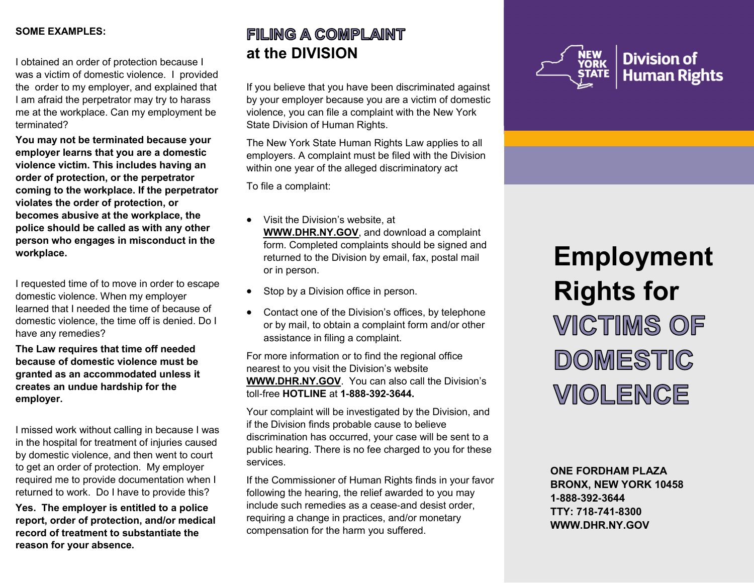**SOME EXAMPLES:**

I obtained an order of protection because I was a victim of domestic violence. I provided the order to my employer, and explained that I am afraid the perpetrator may try to harass me at the workplace. Can my employment be terminated?

**You may not be terminated because your employer learns that you are a domestic violence victim. This includes having an order of protection, or the perpetrator coming to the workplace. If the perpetrator violates the order of protection, or becomes abusive at the workplace, the police should be called as with any other person who engages in misconduct in the workplace.**

I requested time of to move in order to escape domestic violence. When my employer learned that I needed the time of because of domestic violence, the time off is denied. Do I have any remedies?

**The Law requires that time off needed because of domestic violence must be granted as an accommodated unless it creates an undue hardship for the employer.**

I missed work without calling in because I was in the hospital for treatment of injuries caused by domestic violence, and then went to court to get an order of protection. My employer required me to provide documentation when I returned to work. Do I have to provide this?

**Yes. The employer is entitled to a police report, order of protection, and/or medical record of treatment to substantiate the reason for your absence.**

## FILING A COMPLAINT at the DIVISION

If you believe that you have been discriminated against by your employer because you are a victim of domestic violence, you can file a complaint with the New York State Division of Human Rights.

The New York State Human Rights Law applies to all employers. A complaint must be filed with the Division within one year of the alleged discriminatory act

To file a complaint:

- Visit the Division's website, at **WWW.DHR.NY.GOV**, and download a complaint form. Completed complaints should be signed and returned to the Division by email, fax, postal mail or in person.
- Stop by a Division office in person.
- Contact one of the Division's offices, by telephone or by mail, to obtain a complaint form and/or other assistance in filing a complaint.

For more information or to find the regional office nearest to you visit the Division's website **WWW.DHR.NY.GOV**. You can also call the Division's toll-free **HOTLINE** at **1-888-392-3644.**

Your complaint will be investigated by the Division, and if the Division finds probable cause to believe discrimination has occurred, your case will be sent to a public hearing. There is no fee charged to you for these services.

If the Commissioner of Human Rights finds in your favor following the hearing, the relief awarded to you may include such remedies as a cease-and desist order, requiring a change in practices, and/or monetary compensation for the harm you suffered.

NEW YORK STATE | Division of Human Rights

# Employment Rights for VICTIMS OF DOMESTIC VIOLENCE

**ONE FORDHAM PLAZA**
**BRONX, NEW YORK 10458**
**1-888-392-3644**
**TTY: 718-741-8300**
**WWW.DHR.NY.GOV**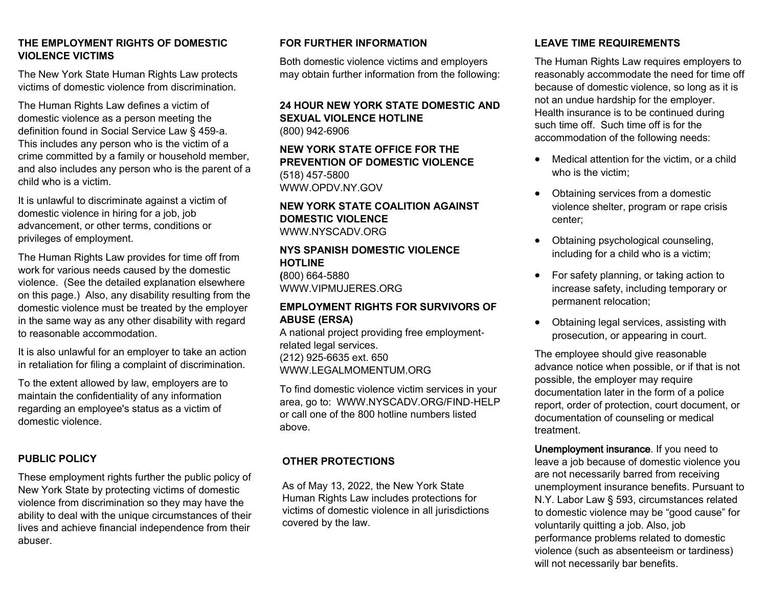## THE EMPLOYMENT RIGHTS OF DOMESTIC VIOLENCE VICTIMS

The New York State Human Rights Law protects victims of domestic violence from discrimination.

The Human Rights Law defines a victim of domestic violence as a person meeting the definition found in Social Service Law § 459-a. This includes any person who is the victim of a crime committed by a family or household member, and also includes any person who is the parent of a child who is a victim.

It is unlawful to discriminate against a victim of domestic violence in hiring for a job, job advancement, or other terms, conditions or privileges of employment.

The Human Rights Law provides for time off from work for various needs caused by the domestic violence. (See the detailed explanation elsewhere on this page.) Also, any disability resulting from the domestic violence must be treated by the employer in the same way as any other disability with regard to reasonable accommodation.

It is also unlawful for an employer to take an action in retaliation for filing a complaint of discrimination.

To the extent allowed by law, employers are to maintain the confidentiality of any information regarding an employee's status as a victim of domestic violence.

## PUBLIC POLICY

These employment rights further the public policy of New York State by protecting victims of domestic violence from discrimination so they may have the ability to deal with the unique circumstances of their lives and achieve financial independence from their abuser.

## FOR FURTHER INFORMATION

Both domestic violence victims and employers may obtain further information from the following:

**24 HOUR NEW YORK STATE DOMESTIC AND SEXUAL VIOLENCE HOTLINE**
(800) 942-6906

**NEW YORK STATE OFFICE FOR THE PREVENTION OF DOMESTIC VIOLENCE**
(518) 457-5800
WWW.OPDV.NY.GOV

**NEW YORK STATE COALITION AGAINST DOMESTIC VIOLENCE**
WWW.NYSCADV.ORG

**NYS SPANISH DOMESTIC VIOLENCE HOTLINE**
(800) 664-5880
WWW.VIPMUJERES.ORG

**EMPLOYMENT RIGHTS FOR SURVIVORS OF ABUSE (ERSA)**
A national project providing free employment-related legal services.
(212) 925-6635 ext. 650
WWW.LEGALMOMENTUM.ORG

To find domestic violence victim services in your area, go to: WWW.NYSCADV.ORG/FIND-HELP or call one of the 800 hotline numbers listed above.

## OTHER PROTECTIONS

As of May 13, 2022, the New York State Human Rights Law includes protections for victims of domestic violence in all jurisdictions covered by the law.

## LEAVE TIME REQUIREMENTS

The Human Rights Law requires employers to reasonably accommodate the need for time off because of domestic violence, so long as it is not an undue hardship for the employer. Health insurance is to be continued during such time off. Such time off is for the accommodation of the following needs:

- Medical attention for the victim, or a child who is the victim;
- Obtaining services from a domestic violence shelter, program or rape crisis center;
- Obtaining psychological counseling, including for a child who is a victim;
- For safety planning, or taking action to increase safety, including temporary or permanent relocation;
- Obtaining legal services, assisting with prosecution, or appearing in court.

The employee should give reasonable advance notice when possible, or if that is not possible, the employer may require documentation later in the form of a police report, order of protection, court document, or documentation of counseling or medical treatment.

**Unemployment insurance**. If you need to leave a job because of domestic violence you are not necessarily barred from receiving unemployment insurance benefits. Pursuant to N.Y. Labor Law § 593, circumstances related to domestic violence may be “good cause” for voluntarily quitting a job. Also, job performance problems related to domestic violence (such as absenteeism or tardiness) will not necessarily bar benefits.